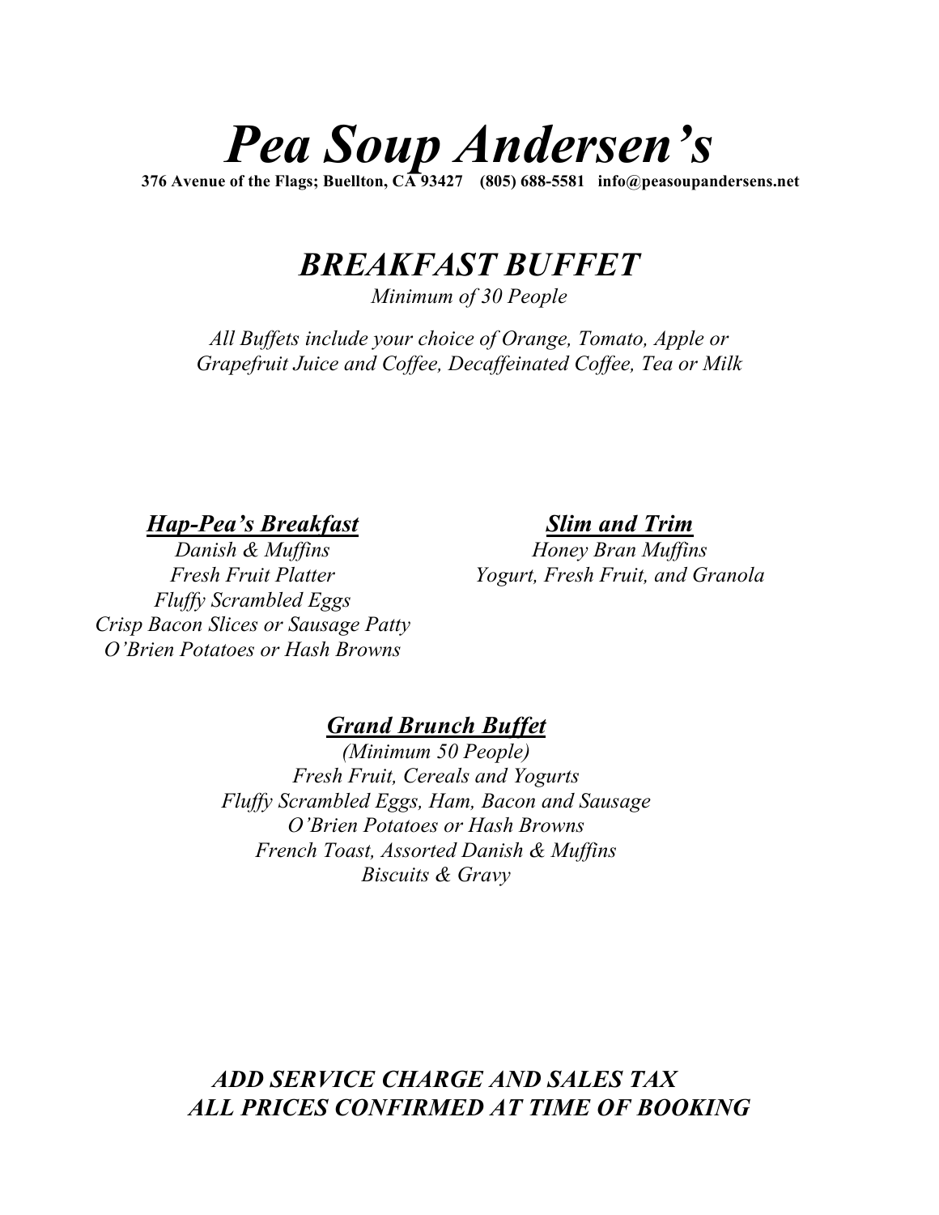# *Pea Soup Andersen's*

**376 Avenue of the Flags; Buellton, CA 93427 (805) 688-5581 info@peasoupandersens.net**

## *BREAKFAST BUFFET*

*Minimum of 30 People*

*All Buffets include your choice of Orange, Tomato, Apple or Grapefruit Juice and Coffee, Decaffeinated Coffee, Tea or Milk*

### ***Hap-Pea's Breakfast***

*Danish & Muffins*
*Fresh Fruit Platter*
*Fluffy Scrambled Eggs*
*Crisp Bacon Slices or Sausage Patty*
*O'Brien Potatoes or Hash Browns*

### ***Slim and Trim***

*Honey Bran Muffins*
*Yogurt, Fresh Fruit, and Granola*

### ***Grand Brunch Buffet***

*(Minimum 50 People)*
*Fresh Fruit, Cereals and Yogurts*
*Fluffy Scrambled Eggs, Ham, Bacon and Sausage*
*O'Brien Potatoes or Hash Browns*
*French Toast, Assorted Danish & Muffins*
*Biscuits & Gravy*

***ADD SERVICE CHARGE AND SALES TAX***
***ALL PRICES CONFIRMED AT TIME OF BOOKING***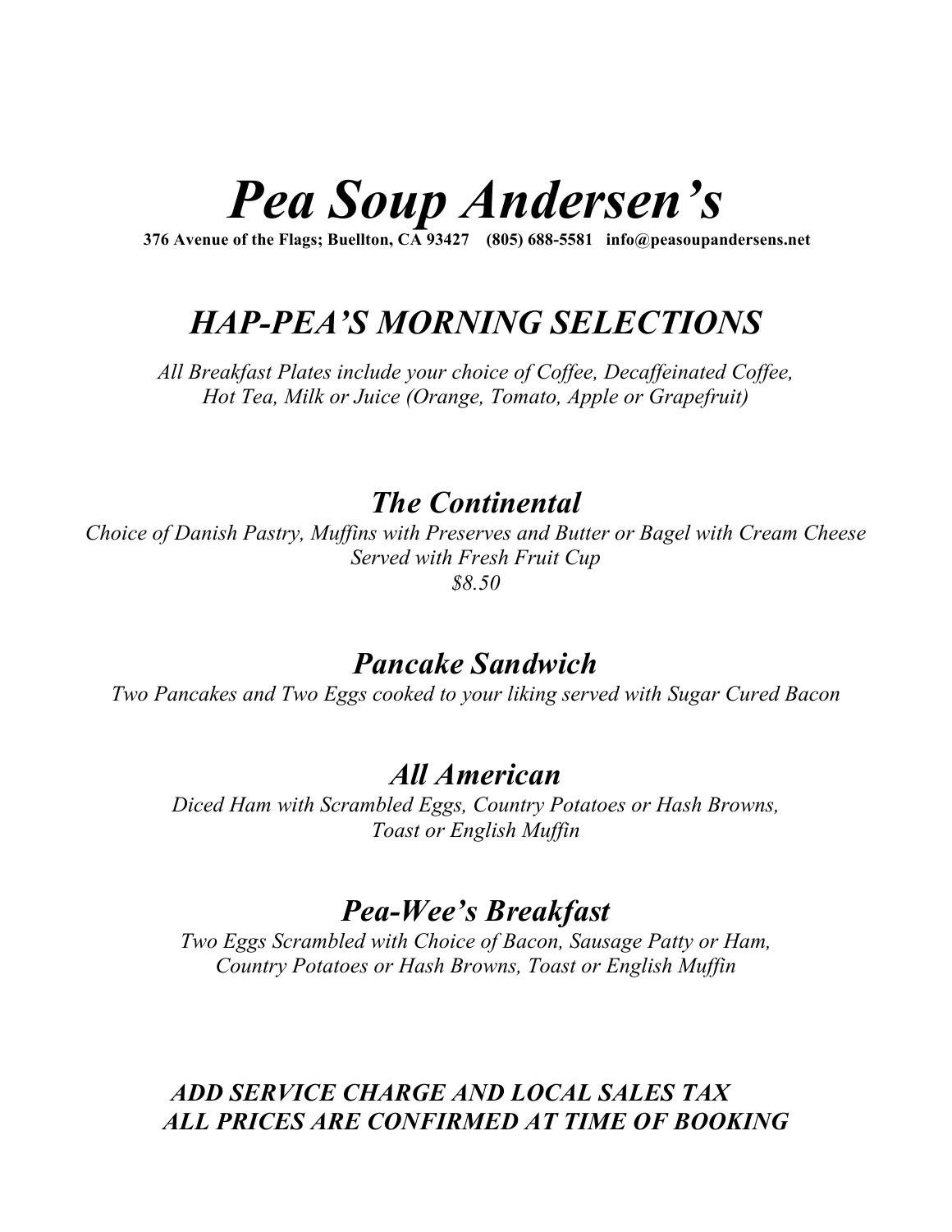# *Pea Soup Andersen's*

**376 Avenue of the Flags; Buellton, CA 93427 (805) 688-5581 info@peasoupandersens.net**

## *HAP-PEA'S MORNING SELECTIONS*

*All Breakfast Plates include your choice of Coffee, Decaffeinated Coffee, Hot Tea, Milk or Juice (Orange, Tomato, Apple or Grapefruit)*

### *The Continental*

*Choice of Danish Pastry, Muffins with Preserves and Butter or Bagel with Cream Cheese*
*Served with Fresh Fruit Cup*
*$8.50*

### *Pancake Sandwich*

*Two Pancakes and Two Eggs cooked to your liking served with Sugar Cured Bacon*

### *All American*

*Diced Ham with Scrambled Eggs, Country Potatoes or Hash Browns, Toast or English Muffin*

### *Pea-Wee's Breakfast*

*Two Eggs Scrambled with Choice of Bacon, Sausage Patty or Ham, Country Potatoes or Hash Browns, Toast or English Muffin*

***ADD SERVICE CHARGE AND LOCAL SALES TAX***
***ALL PRICES ARE CONFIRMED AT TIME OF BOOKING***